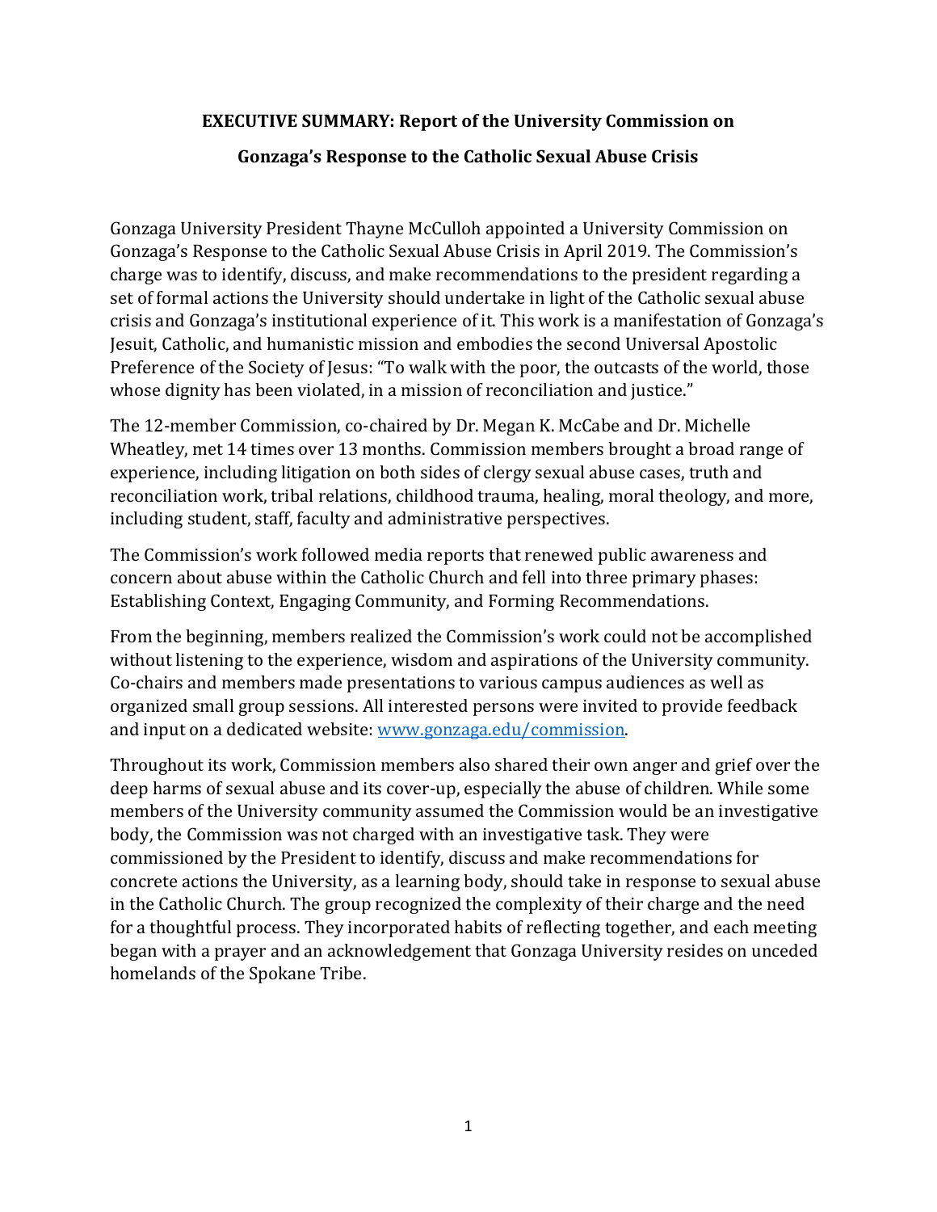# EXECUTIVE SUMMARY: Report of the University Commission on Gonzaga's Response to the Catholic Sexual Abuse Crisis

Gonzaga University President Thayne McCulloh appointed a University Commission on Gonzaga's Response to the Catholic Sexual Abuse Crisis in April 2019. The Commission's charge was to identify, discuss, and make recommendations to the president regarding a set of formal actions the University should undertake in light of the Catholic sexual abuse crisis and Gonzaga's institutional experience of it. This work is a manifestation of Gonzaga's Jesuit, Catholic, and humanistic mission and embodies the second Universal Apostolic Preference of the Society of Jesus: "To walk with the poor, the outcasts of the world, those whose dignity has been violated, in a mission of reconciliation and justice."

The 12-member Commission, co-chaired by Dr. Megan K. McCabe and Dr. Michelle Wheatley, met 14 times over 13 months. Commission members brought a broad range of experience, including litigation on both sides of clergy sexual abuse cases, truth and reconciliation work, tribal relations, childhood trauma, healing, moral theology, and more, including student, staff, faculty and administrative perspectives.

The Commission's work followed media reports that renewed public awareness and concern about abuse within the Catholic Church and fell into three primary phases: Establishing Context, Engaging Community, and Forming Recommendations.

From the beginning, members realized the Commission's work could not be accomplished without listening to the experience, wisdom and aspirations of the University community. Co-chairs and members made presentations to various campus audiences as well as organized small group sessions. All interested persons were invited to provide feedback and input on a dedicated website: [www.gonzaga.edu/commission](www.gonzaga.edu/commission).

Throughout its work, Commission members also shared their own anger and grief over the deep harms of sexual abuse and its cover-up, especially the abuse of children. While some members of the University community assumed the Commission would be an investigative body, the Commission was not charged with an investigative task. They were commissioned by the President to identify, discuss and make recommendations for concrete actions the University, as a learning body, should take in response to sexual abuse in the Catholic Church. The group recognized the complexity of their charge and the need for a thoughtful process. They incorporated habits of reflecting together, and each meeting began with a prayer and an acknowledgement that Gonzaga University resides on unceded homelands of the Spokane Tribe.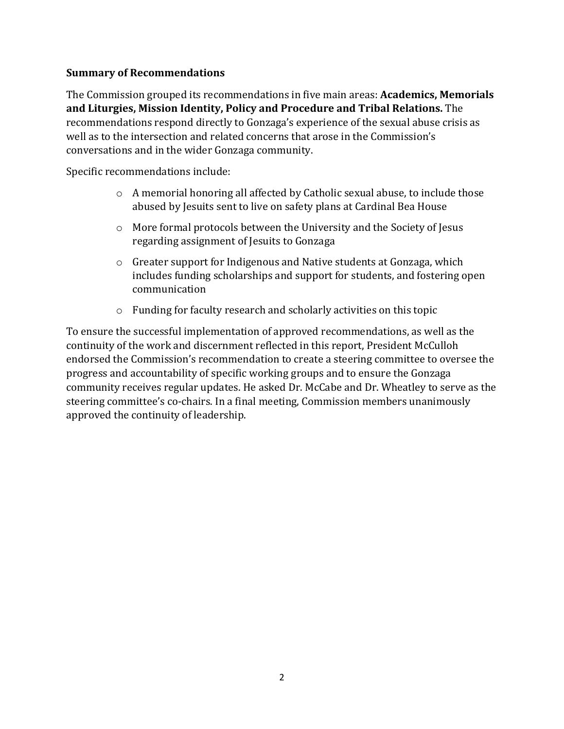**Summary of Recommendations**

The Commission grouped its recommendations in five main areas: **Academics, Memorials and Liturgies, Mission Identity, Policy and Procedure and Tribal Relations.** The recommendations respond directly to Gonzaga's experience of the sexual abuse crisis as well as to the intersection and related concerns that arose in the Commission's conversations and in the wider Gonzaga community.

Specific recommendations include:

- A memorial honoring all affected by Catholic sexual abuse, to include those abused by Jesuits sent to live on safety plans at Cardinal Bea House
- More formal protocols between the University and the Society of Jesus regarding assignment of Jesuits to Gonzaga
- Greater support for Indigenous and Native students at Gonzaga, which includes funding scholarships and support for students, and fostering open communication
- Funding for faculty research and scholarly activities on this topic

To ensure the successful implementation of approved recommendations, as well as the continuity of the work and discernment reflected in this report, President McCulloh endorsed the Commission's recommendation to create a steering committee to oversee the progress and accountability of specific working groups and to ensure the Gonzaga community receives regular updates. He asked Dr. McCabe and Dr. Wheatley to serve as the steering committee's co-chairs. In a final meeting, Commission members unanimously approved the continuity of leadership.